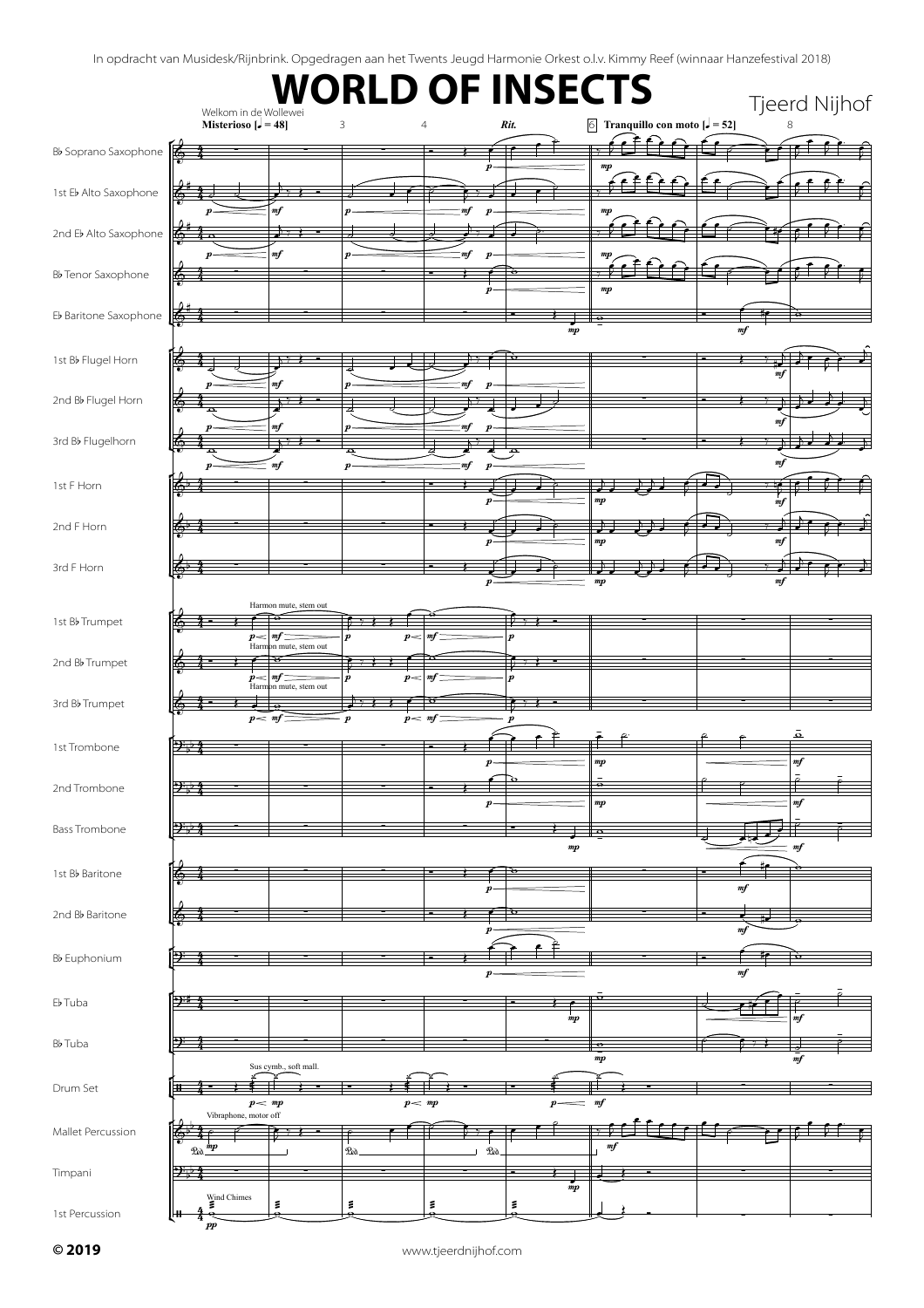In opdracht van Musidesk/Rijnbrink. Opgedragen aan het Twents Jeugd Harmonie Orkest o.l.v. Kimmy Reef (winnaar Hanzefestival 2018)

# WORLD OF INSECTS

Tjeerd Nijhof

Welkom in de Wollewei

**Misterioso [♩ = 48]**

*Rit.*

**Tranquillo con moto [♩ = 52]**

Bb Soprano Saxophone
1st Eb Alto Saxophone
2nd Eb Alto Saxophone
Bb Tenor Saxophone
Eb Baritone Saxophone
1st Bb Flugel Horn
2nd Bb Flugel Horn
3rd Bb Flugelhorn
1st F Horn
2nd F Horn
3rd F Horn
1st Bb Trumpet
2nd Bb Trumpet
3rd Bb Trumpet
1st Trombone
2nd Trombone
Bass Trombone
1st Bb Baritone
2nd Bb Baritone
Bb Euphonium
Eb Tuba
Bb Tuba
Drum Set
Mallet Percussion
Timpani
1st Percussion

Harmon mute, stem out

Sus cymb., soft mall.

Vibraphone, motor off

Wind Chimes

© 2019

www.tjeerdnijhof.com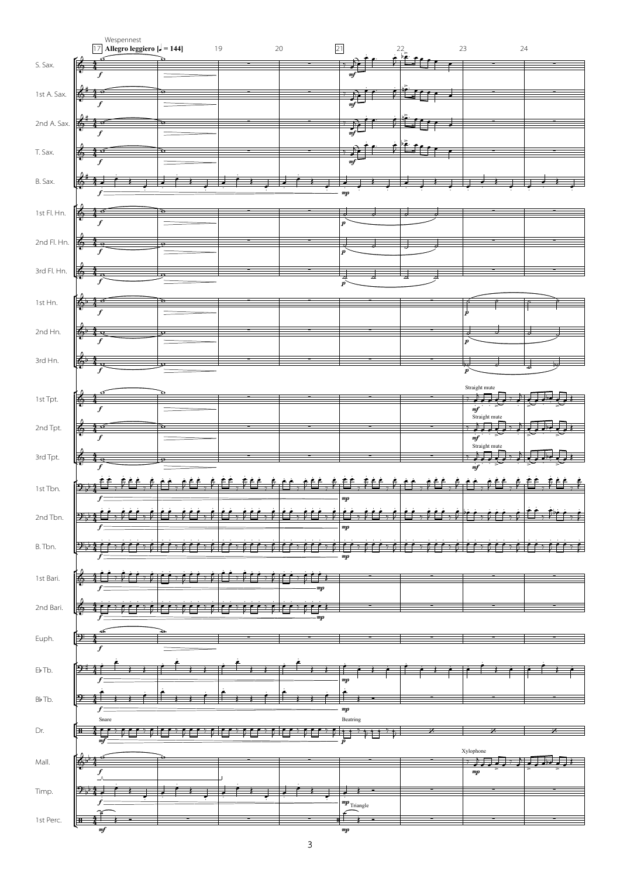Wespennest

17 **Allegro leggiero [♩ = 144]**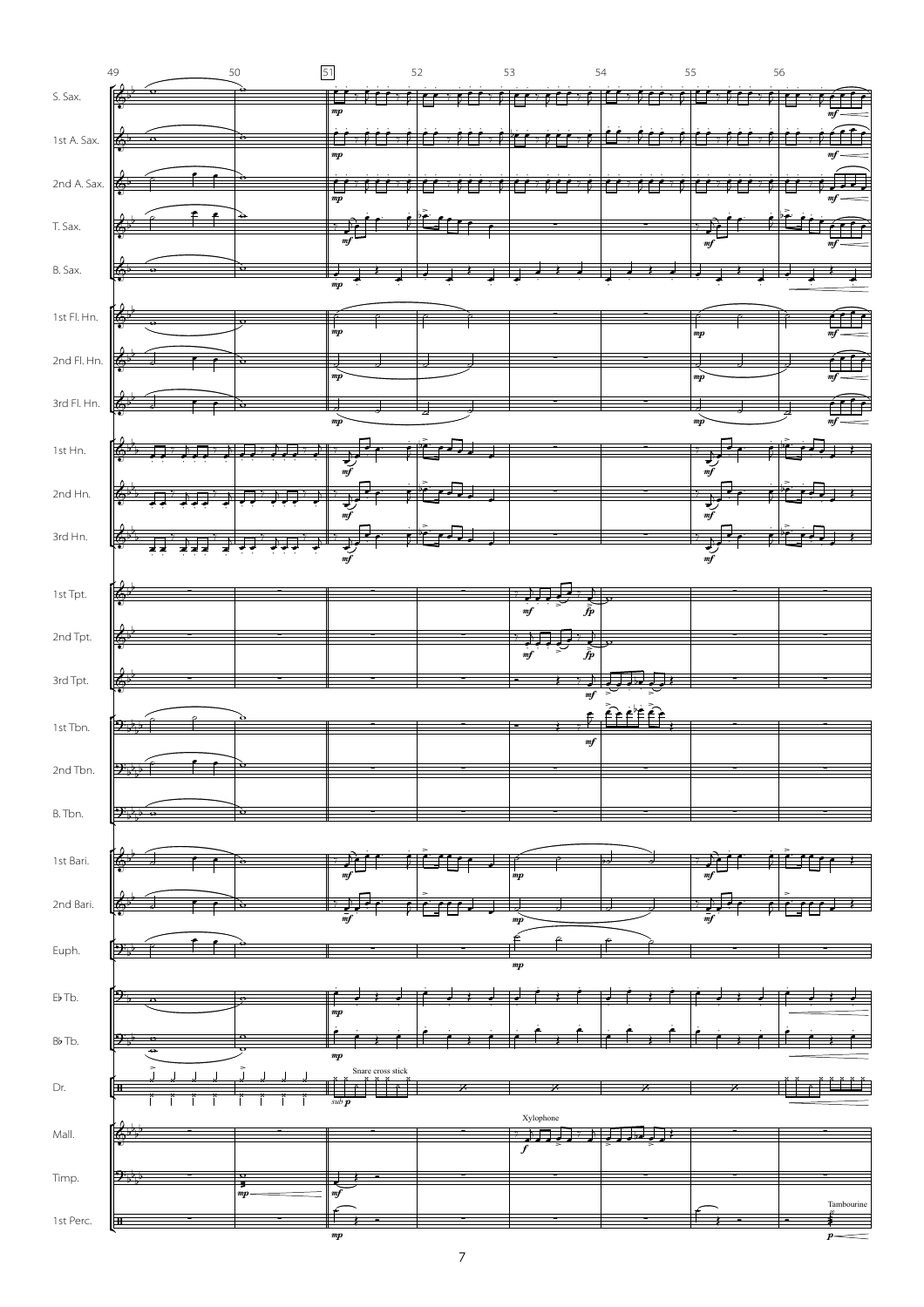S. Sax.
1st A. Sax.
2nd A. Sax.
T. Sax.
B. Sax.
1st Fl. Hn.
2nd Fl. Hn.
3rd Fl. Hn.
1st Hn.
2nd Hn.
3rd Hn.
1st Tpt.
2nd Tpt.
3rd Tpt.
1st Tbn.
2nd Tbn.
B. Tbn.
1st Bari.
2nd Bari.
Euph.
E♭ Tb.
B♭ Tb.
Dr.
Mall.
Timp.
1st Perc.

49 50 51 52 53 54 55 56

Snare cross stick

*sub p*

Xylophone

Tambourine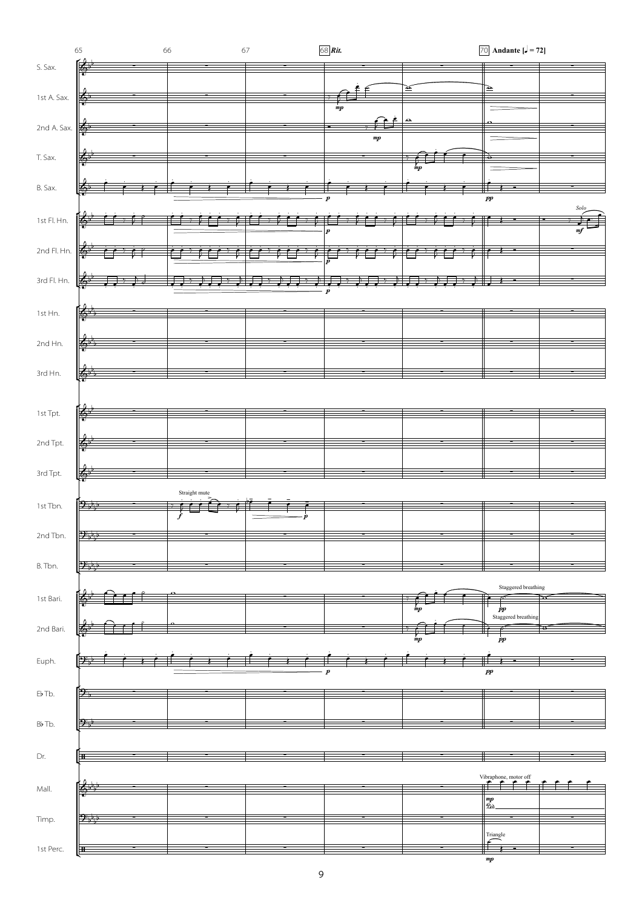| 65 | 66 | 67 | 68 *Rit.* | | 70 **Andante** [♩ = 72] |
|---|---|---|---|---|---|

S. Sax.

1st A. Sax.

2nd A. Sax.

T. Sax.

B. Sax.

1st Fl. Hn. — *Solo*

2nd Fl. Hn.

3rd Fl. Hn.

1st Hn.

2nd Hn.

3rd Hn.

1st Tpt.

2nd Tpt.

3rd Tpt.

1st Tbn. — Straight mute

2nd Tbn.

B. Tbn.

1st Bari. — Staggered breathing

2nd Bari. — Staggered breathing

Euph.

E♭ Tb.

B♭ Tb.

Dr.

Mall. — Vibraphone, motor off

Timp.

1st Perc. — Triangle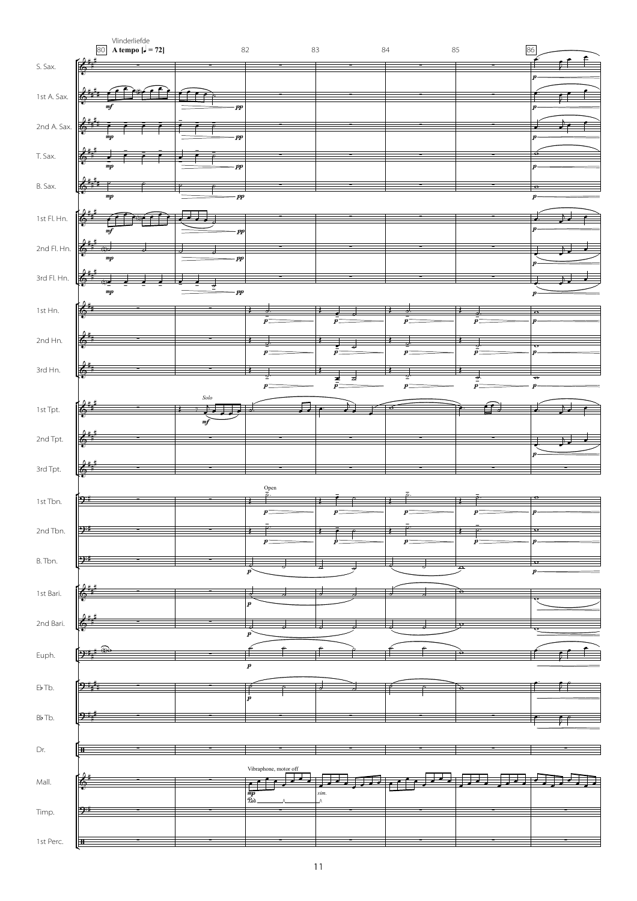Vlinderliefde

80 **A tempo [♩ = 72]**

S. Sax.
1st A. Sax.
2nd A. Sax.
T. Sax.
B. Sax.
1st Fl. Hn.
2nd Fl. Hn.
3rd Fl. Hn.
1st Hn.
2nd Hn.
3rd Hn.
1st Tpt.
2nd Tpt.
3rd Tpt.
1st Tbn.
2nd Tbn.
B. Tbn.
1st Bari.
2nd Bari.
Euph.
E♭ Tb.
B♭ Tb.
Dr.
Mall.
Timp.
1st Perc.

*Solo*

Open

Vibraphone, motor off

*sim.*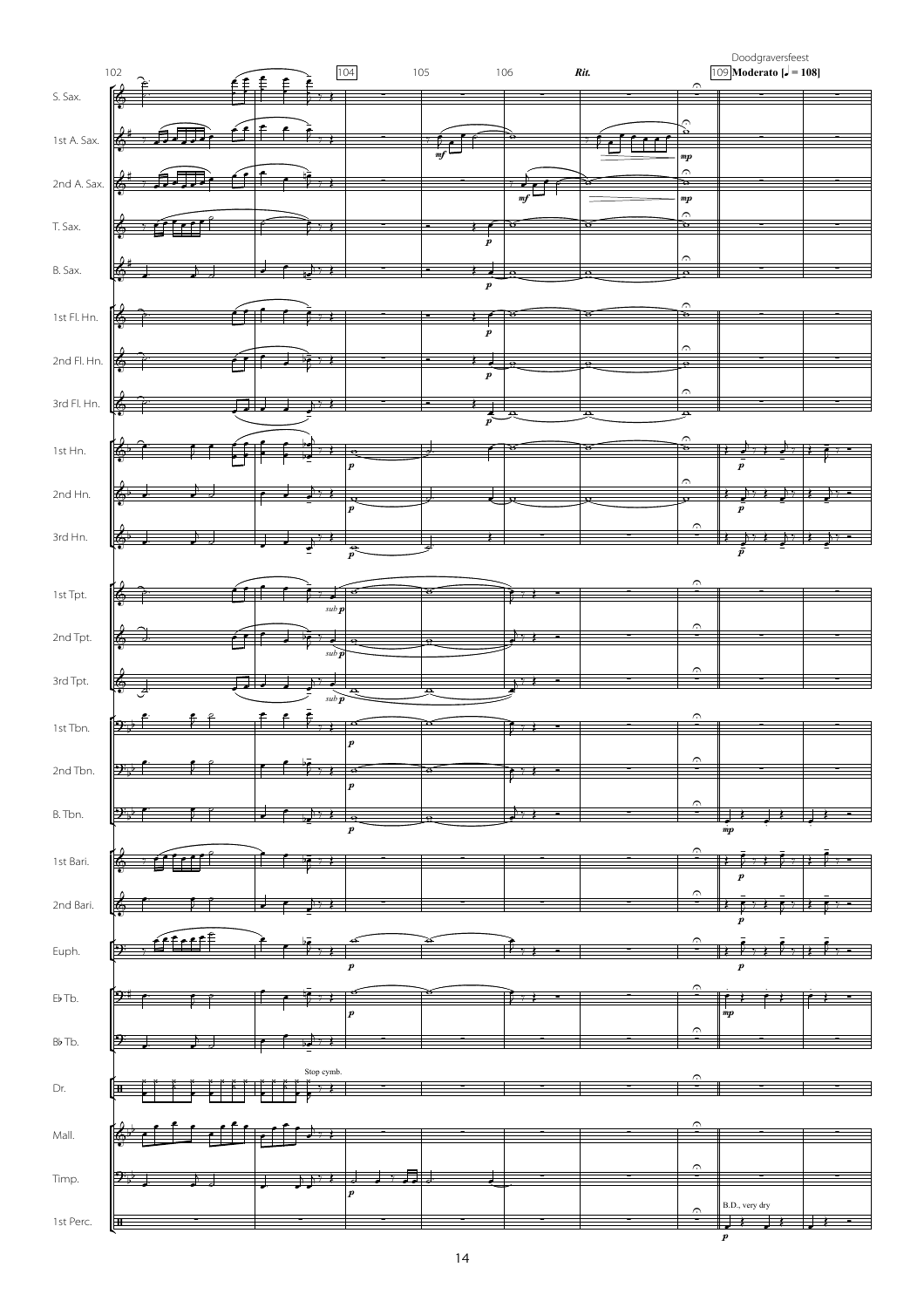Doodgraversfeest

102 104 105 106 *Rit.* 109 **Moderato [♩ = 108]**

S. Sax.

1st A. Sax.

2nd A. Sax.

T. Sax.

B. Sax.

1st Fl. Hn.

2nd Fl. Hn.

3rd Fl. Hn.

1st Hn.

2nd Hn.

3rd Hn.

1st Tpt.

2nd Tpt.

3rd Tpt.

1st Tbn.

2nd Tbn.

B. Tbn.

1st Bari.

2nd Bari.

Euph.

E♭ Tb.

B♭ Tb.

Dr. Stop cymb.

Mall.

Timp.

1st Perc. B.D., very dry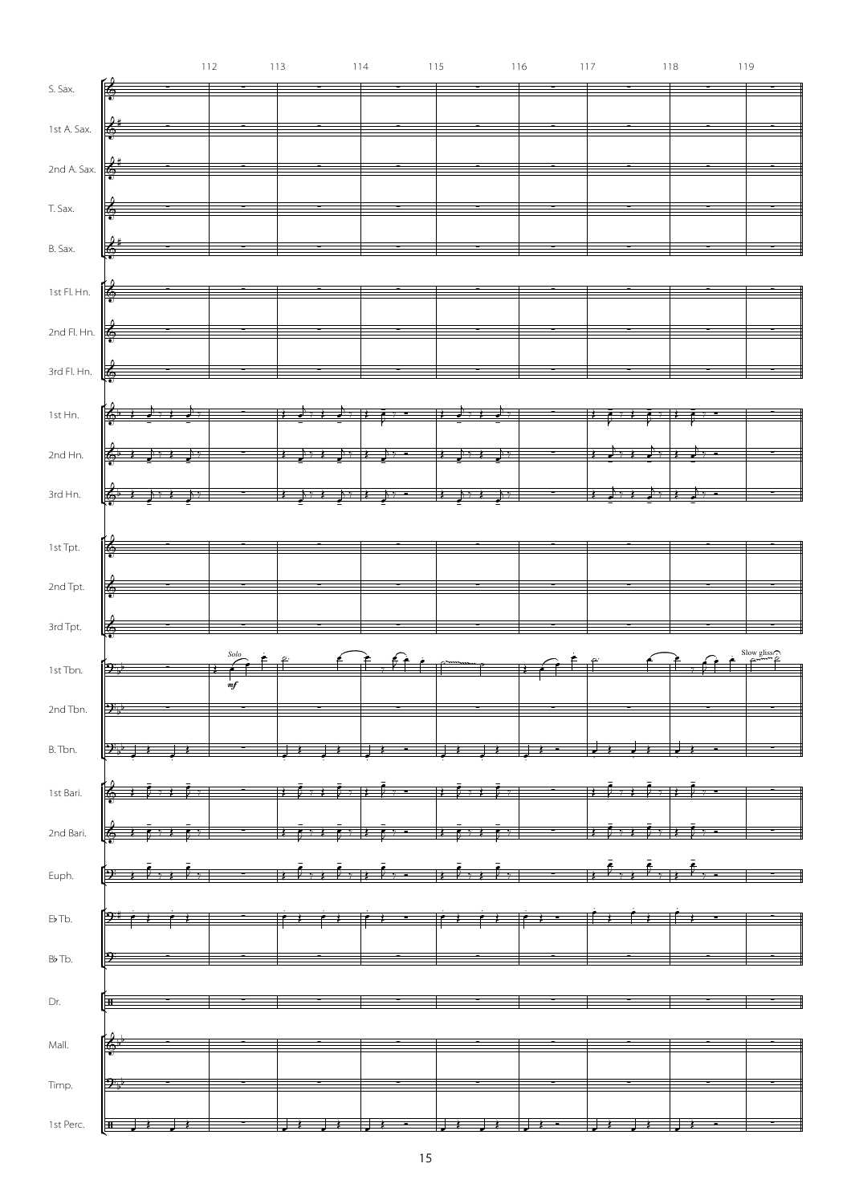112 113 114 115 116 117 118 119

S. Sax.

1st A. Sax.

2nd A. Sax.

T. Sax.

B. Sax.

1st Fl. Hn.

2nd Fl. Hn.

3rd Fl. Hn.

1st Hn.

2nd Hn.

3rd Hn.

1st Tpt.

2nd Tpt.

3rd Tpt.

1st Tbn. *Solo* *mf* Slow gliss

2nd Tbn.

B. Tbn.

1st Bari.

2nd Bari.

Euph.

E♭ Tb.

B♭ Tb.

Dr.

Mall.

Timp.

1st Perc.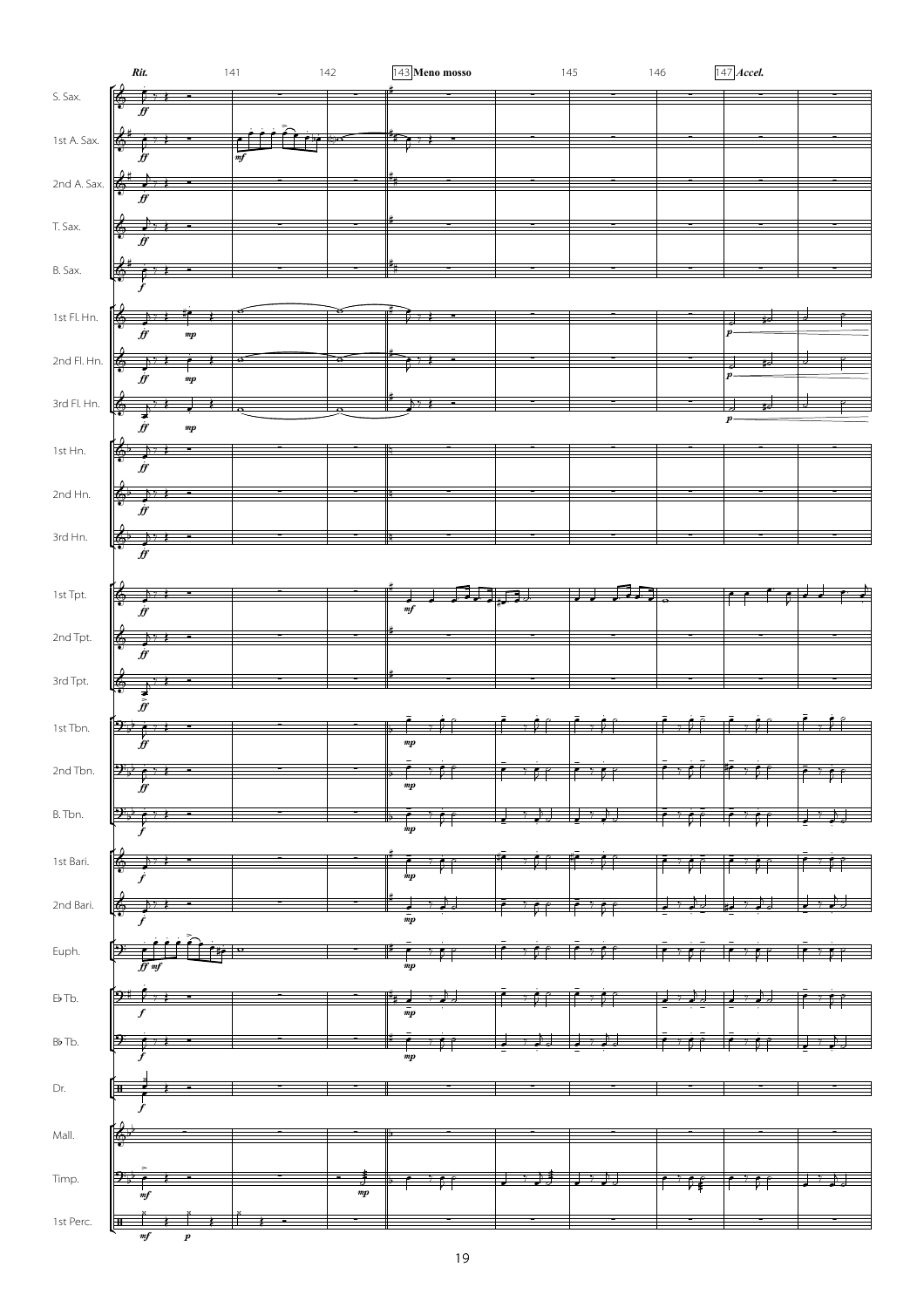*Rit.* 141 142 143 **Meno mosso** 145 146 147 *Accel.*

S. Sax.

1st A. Sax.

2nd A. Sax.

T. Sax.

B. Sax.

1st Fl. Hn.

2nd Fl. Hn.

3rd Fl. Hn.

1st Hn.

2nd Hn.

3rd Hn.

1st Tpt.

2nd Tpt.

3rd Tpt.

1st Tbn.

2nd Tbn.

B. Tbn.

1st Bari.

2nd Bari.

Euph.

E♭ Tb.

B♭ Tb.

Dr.

Mall.

Timp.

1st Perc.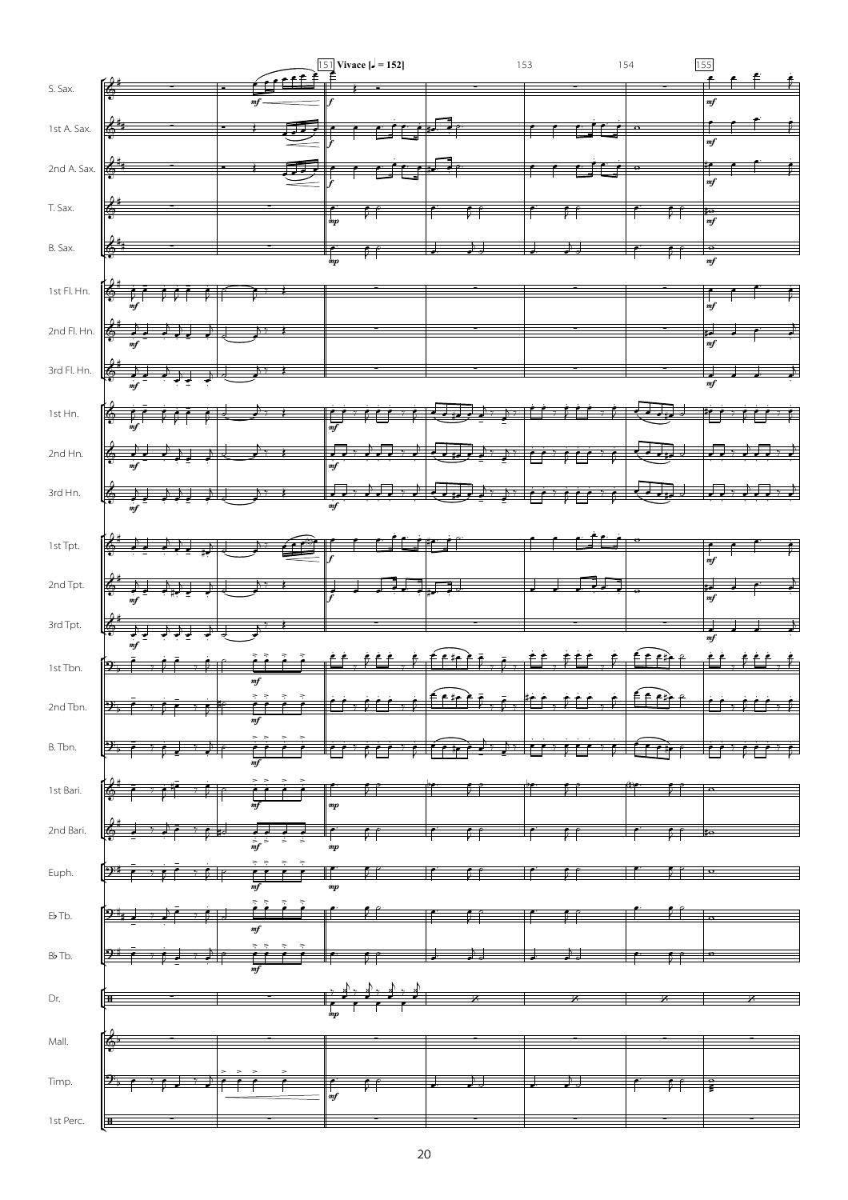151 **Vivace** [♩ = 152]

153

154

155

S. Sax.

1st A. Sax.

2nd A. Sax.

T. Sax.

B. Sax.

1st Fl. Hn.

2nd Fl. Hn.

3rd Fl. Hn.

1st Hn.

2nd Hn.

3rd Hn.

1st Tpt.

2nd Tpt.

3rd Tpt.

1st Tbn.

2nd Tbn.

B. Tbn.

1st Bari.

2nd Bari.

Euph.

E♭ Tb.

B♭ Tb.

Dr.

Mall.

Timp.

1st Perc.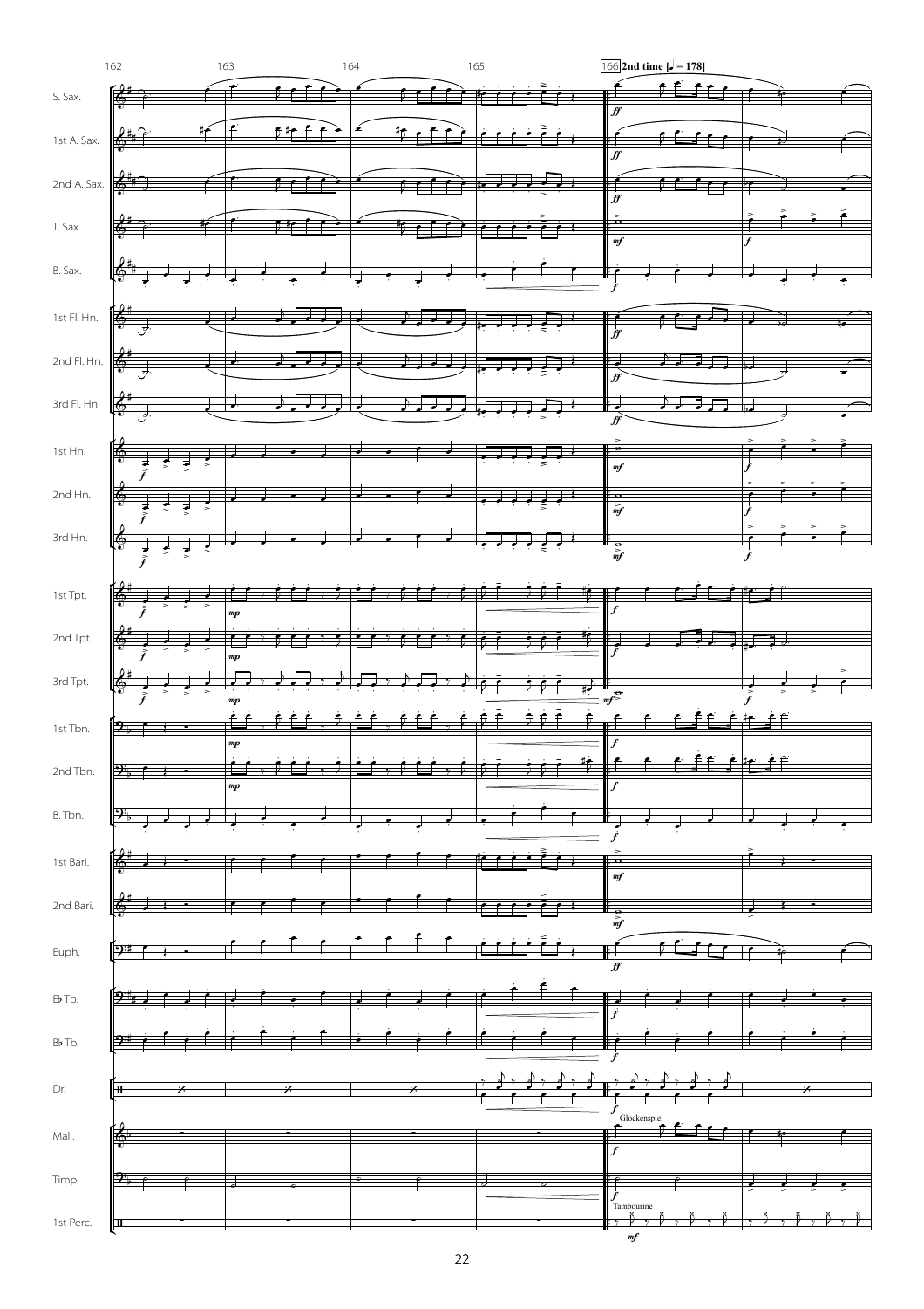166 **2nd time [♩ = 178]**

S. Sax.

1st A. Sax.

2nd A. Sax.

T. Sax.

B. Sax.

1st Fl. Hn.

2nd Fl. Hn.

3rd Fl. Hn.

1st Hn.

2nd Hn.

3rd Hn.

1st Tpt.

2nd Tpt.

3rd Tpt.

1st Tbn.

2nd Tbn.

B. Tbn.

1st Bari.

2nd Bari.

Euph.

E♭ Tb.

B♭ Tb.

Dr.

Mall. — Glockenspiel

Timp.

1st Perc. — Tambourine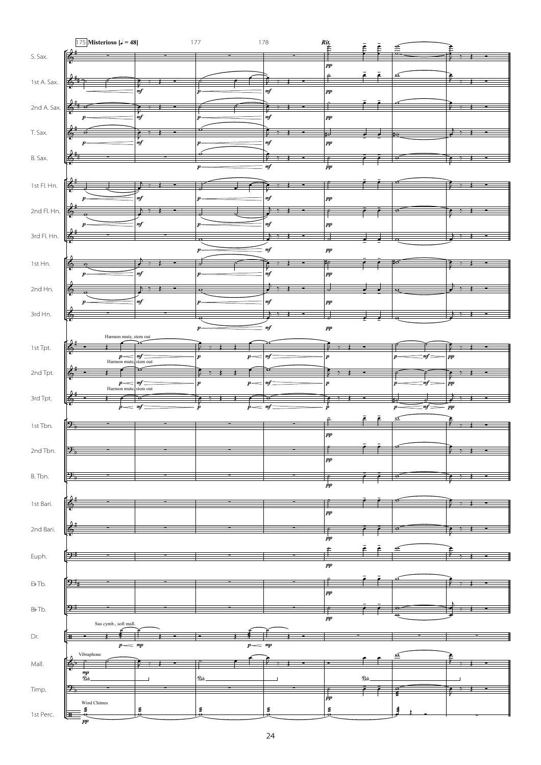175 **Misterioso** [♩ = 48]

177

178

*Rit.*

S. Sax.

1st A. Sax.

2nd A. Sax.

T. Sax.

B. Sax.

1st Fl. Hn.

2nd Fl. Hn.

3rd Fl. Hn.

1st Hn.

2nd Hn.

3rd Hn.

1st Tpt. — Harmon mute, stem out

2nd Tpt. — Harmon mute, stem out

3rd Tpt. — Harmon mute, stem out

1st Tbn.

2nd Tbn.

B. Tbn.

1st Bari.

2nd Bari.

Euph.

E♭ Tb.

B♭ Tb.

Dr. — Sus cymb., soft mall.

Mall. — Vibraphone

Timp.

1st Perc. — Wind Chimes